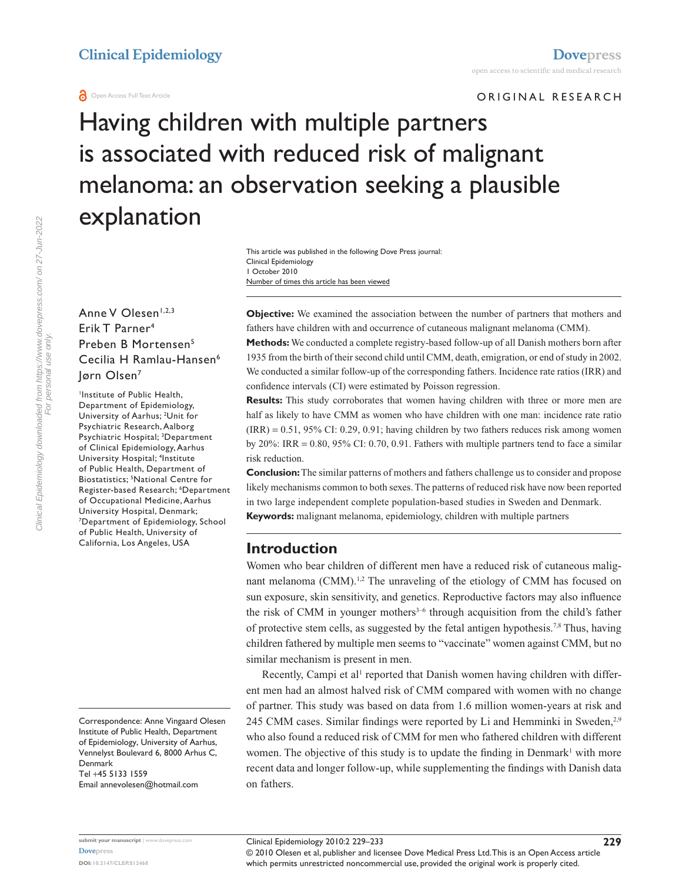Clinical Epidemiology

Open Access Full Text Article

ORIGINAL RESEARCH

# Having children with multiple partners is associated with reduced risk of malignant melanoma: an observation seeking a plausible explanation

Anne V Olesen[1,2,3]
Erik T Parner[4]
Preben B Mortensen[5]
Cecilia H Ramlau-Hansen[6]
Jørn Olsen[7]

[1]Institute of Public Health, Department of Epidemiology, University of Aarhus; [2]Unit for Psychiatric Research, Aalborg Psychiatric Hospital; [3]Department of Clinical Epidemiology, Aarhus University Hospital; [4]Institute of Public Health, Department of Biostatistics; [5]National Centre for Register-based Research; [6]Department of Occupational Medicine, Aarhus University Hospital, Denmark; [7]Department of Epidemiology, School of Public Health, University of California, Los Angeles, USA

Correspondence: Anne Vingaard Olesen
Institute of Public Health, Department of Epidemiology, University of Aarhus, Vennelyst Boulevard 6, 8000 Arhus C, Denmark
Tel +45 5133 1559
Email annevolesen@hotmail.com

**Objective:** We examined the association between the number of partners that mothers and fathers have children with and occurrence of cutaneous malignant melanoma (CMM).

**Methods:** We conducted a complete registry-based follow-up of all Danish mothers born after 1935 from the birth of their second child until CMM, death, emigration, or end of study in 2002. We conducted a similar follow-up of the corresponding fathers. Incidence rate ratios (IRR) and confidence intervals (CI) were estimated by Poisson regression.

**Results:** This study corroborates that women having children with three or more men are half as likely to have CMM as women who have children with one man: incidence rate ratio (IRR) = 0.51, 95% CI: 0.29, 0.91; having children by two fathers reduces risk among women by 20%: IRR = 0.80, 95% CI: 0.70, 0.91. Fathers with multiple partners tend to face a similar risk reduction.

**Conclusion:** The similar patterns of mothers and fathers challenge us to consider and propose likely mechanisms common to both sexes. The patterns of reduced risk have now been reported in two large independent complete population-based studies in Sweden and Denmark.

**Keywords:** malignant melanoma, epidemiology, children with multiple partners

## Introduction

Women who bear children of different men have a reduced risk of cutaneous malignant melanoma (CMM).[1,2] The unraveling of the etiology of CMM has focused on sun exposure, skin sensitivity, and genetics. Reproductive factors may also influence the risk of CMM in younger mothers[3–6] through acquisition from the child's father of protective stem cells, as suggested by the fetal antigen hypothesis.[7,8] Thus, having children fathered by multiple men seems to "vaccinate" women against CMM, but no similar mechanism is present in men.

Recently, Campi et al[1] reported that Danish women having children with different men had an almost halved risk of CMM compared with women with no change of partner. This study was based on data from 1.6 million women-years at risk and 245 CMM cases. Similar findings were reported by Li and Hemminki in Sweden,[2,9] who also found a reduced risk of CMM for men who fathered children with different women. The objective of this study is to update the finding in Denmark[1] with more recent data and longer follow-up, while supplementing the findings with Danish data on fathers.

© 2010 Olesen et al, publisher and licensee Dove Medical Press Ltd. This is an Open Access article which permits unrestricted noncommercial use, provided the original work is properly cited.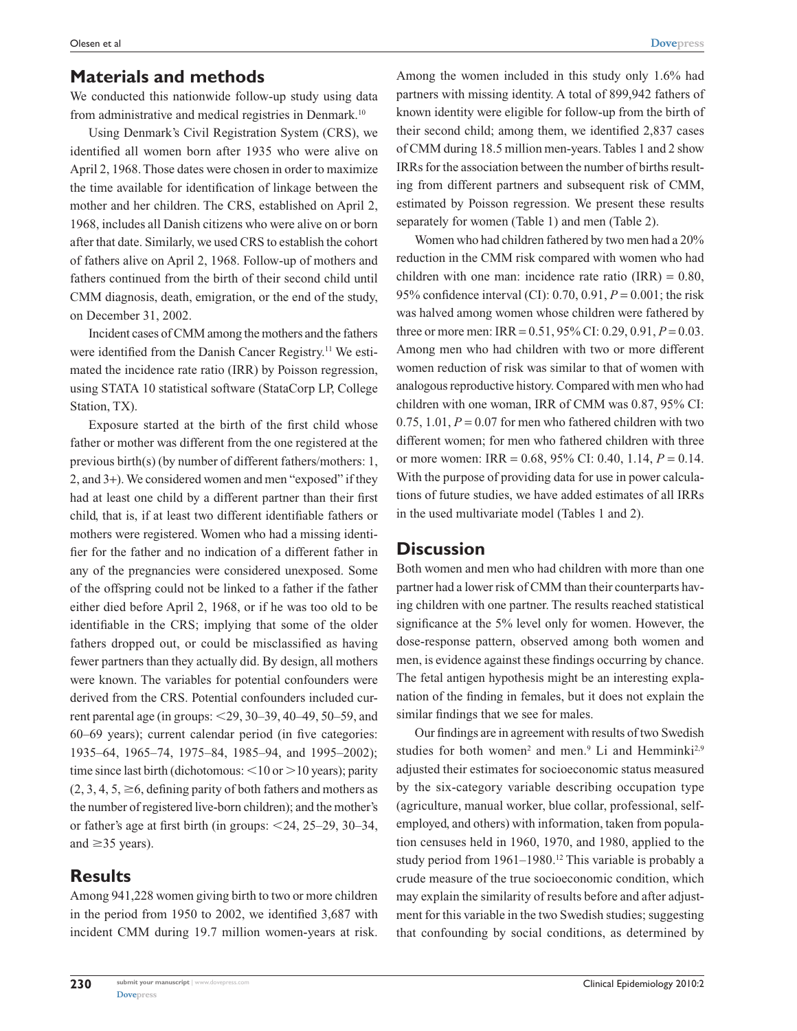## Materials and methods

We conducted this nationwide follow-up study using data from administrative and medical registries in Denmark.[10]

Using Denmark's Civil Registration System (CRS), we identified all women born after 1935 who were alive on April 2, 1968. Those dates were chosen in order to maximize the time available for identification of linkage between the mother and her children. The CRS, established on April 2, 1968, includes all Danish citizens who were alive on or born after that date. Similarly, we used CRS to establish the cohort of fathers alive on April 2, 1968. Follow-up of mothers and fathers continued from the birth of their second child until CMM diagnosis, death, emigration, or the end of the study, on December 31, 2002.

Incident cases of CMM among the mothers and the fathers were identified from the Danish Cancer Registry.[11] We estimated the incidence rate ratio (IRR) by Poisson regression, using STATA 10 statistical software (StataCorp LP, College Station, TX).

Exposure started at the birth of the first child whose father or mother was different from the one registered at the previous birth(s) (by number of different fathers/mothers: 1, 2, and 3+). We considered women and men "exposed" if they had at least one child by a different partner than their first child, that is, if at least two different identifiable fathers or mothers were registered. Women who had a missing identifier for the father and no indication of a different father in any of the pregnancies were considered unexposed. Some of the offspring could not be linked to a father if the father either died before April 2, 1968, or if he was too old to be identifiable in the CRS; implying that some of the older fathers dropped out, or could be misclassified as having fewer partners than they actually did. By design, all mothers were known. The variables for potential confounders were derived from the CRS. Potential confounders included current parental age (in groups: <29, 30–39, 40–49, 50–59, and 60–69 years); current calendar period (in five categories: 1935–64, 1965–74, 1975–84, 1985–94, and 1995–2002); time since last birth (dichotomous: <10 or >10 years); parity (2, 3, 4, 5, ≥6, defining parity of both fathers and mothers as the number of registered live-born children); and the mother's or father's age at first birth (in groups: <24, 25–29, 30–34, and ≥35 years).

## Results

Among 941,228 women giving birth to two or more children in the period from 1950 to 2002, we identified 3,687 with incident CMM during 19.7 million women-years at risk. Among the women included in this study only 1.6% had partners with missing identity. A total of 899,942 fathers of known identity were eligible for follow-up from the birth of their second child; among them, we identified 2,837 cases of CMM during 18.5 million men-years. Tables 1 and 2 show IRRs for the association between the number of births resulting from different partners and subsequent risk of CMM, estimated by Poisson regression. We present these results separately for women (Table 1) and men (Table 2).

Women who had children fathered by two men had a 20% reduction in the CMM risk compared with women who had children with one man: incidence rate ratio (IRR) = 0.80, 95% confidence interval (CI): 0.70, 0.91, $P = 0.001$; the risk was halved among women whose children were fathered by three or more men: IRR = 0.51, 95% CI: 0.29, 0.91, $P = 0.03$. Among men who had children with two or more different women reduction of risk was similar to that of women with analogous reproductive history. Compared with men who had children with one woman, IRR of CMM was 0.87, 95% CI: 0.75, 1.01, $P = 0.07$ for men who fathered children with two different women; for men who fathered children with three or more women: IRR = 0.68, 95% CI: 0.40, 1.14, $P = 0.14$. With the purpose of providing data for use in power calculations of future studies, we have added estimates of all IRRs in the used multivariate model (Tables 1 and 2).

## Discussion

Both women and men who had children with more than one partner had a lower risk of CMM than their counterparts having children with one partner. The results reached statistical significance at the 5% level only for women. However, the dose-response pattern, observed among both women and men, is evidence against these findings occurring by chance. The fetal antigen hypothesis might be an interesting explanation of the finding in females, but it does not explain the similar findings that we see for males.

Our findings are in agreement with results of two Swedish studies for both women[2] and men.[9] Li and Hemminki[2,9] adjusted their estimates for socioeconomic status measured by the six-category variable describing occupation type (agriculture, manual worker, blue collar, professional, self-employed, and others) with information, taken from population censuses held in 1960, 1970, and 1980, applied to the study period from 1961–1980.[12] This variable is probably a crude measure of the true socioeconomic condition, which may explain the similarity of results before and after adjustment for this variable in the two Swedish studies; suggesting that confounding by social conditions, as determined by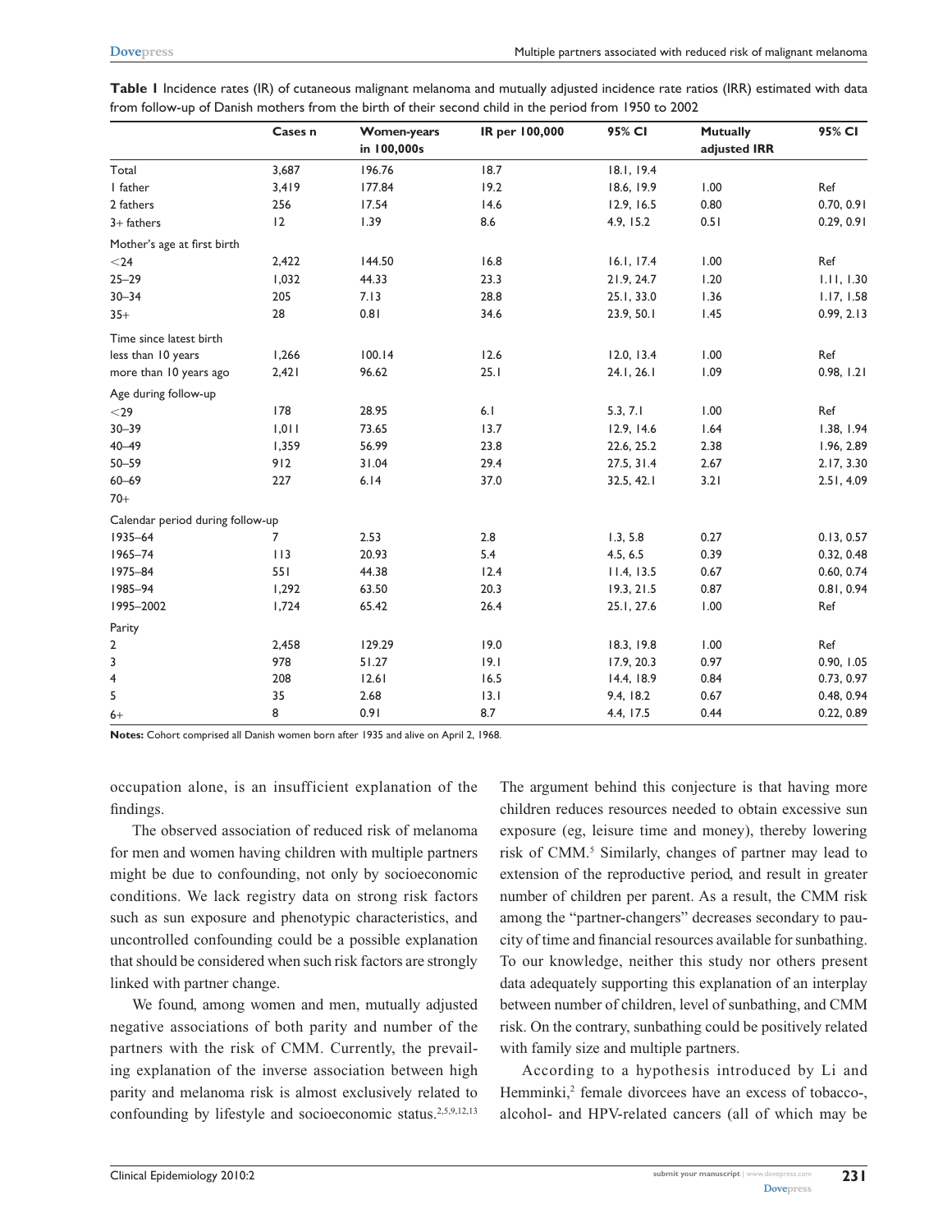**Table 1** Incidence rates (IR) of cutaneous malignant melanoma and mutually adjusted incidence rate ratios (IRR) estimated with data from follow-up of Danish mothers from the birth of their second child in the period from 1950 to 2002

| | Cases n | Women-years in 100,000s | IR per 100,000 | 95% CI | Mutually adjusted IRR | 95% CI |
|---|---|---|---|---|---|---|
| Total | 3,687 | 196.76 | 18.7 | 18.1, 19.4 | | |
| 1 father | 3,419 | 177.84 | 19.2 | 18.6, 19.9 | 1.00 | Ref |
| 2 fathers | 256 | 17.54 | 14.6 | 12.9, 16.5 | 0.80 | 0.70, 0.91 |
| 3+ fathers | 12 | 1.39 | 8.6 | 4.9, 15.2 | 0.51 | 0.29, 0.91 |
| Mother's age at first birth | | | | | | |
| <24 | 2,422 | 144.50 | 16.8 | 16.1, 17.4 | 1.00 | Ref |
| 25–29 | 1,032 | 44.33 | 23.3 | 21.9, 24.7 | 1.20 | 1.11, 1.30 |
| 30–34 | 205 | 7.13 | 28.8 | 25.1, 33.0 | 1.36 | 1.17, 1.58 |
| 35+ | 28 | 0.81 | 34.6 | 23.9, 50.1 | 1.45 | 0.99, 2.13 |
| Time since latest birth | | | | | | |
| less than 10 years | 1,266 | 100.14 | 12.6 | 12.0, 13.4 | 1.00 | Ref |
| more than 10 years ago | 2,421 | 96.62 | 25.1 | 24.1, 26.1 | 1.09 | 0.98, 1.21 |
| Age during follow-up | | | | | | |
| <29 | 178 | 28.95 | 6.1 | 5.3, 7.1 | 1.00 | Ref |
| 30–39 | 1,011 | 73.65 | 13.7 | 12.9, 14.6 | 1.64 | 1.38, 1.94 |
| 40–49 | 1,359 | 56.99 | 23.8 | 22.6, 25.2 | 2.38 | 1.96, 2.89 |
| 50–59 | 912 | 31.04 | 29.4 | 27.5, 31.4 | 2.67 | 2.17, 3.30 |
| 60–69 | 227 | 6.14 | 37.0 | 32.5, 42.1 | 3.21 | 2.51, 4.09 |
| 70+ | | | | | | |
| Calendar period during follow-up | | | | | | |
| 1935–64 | 7 | 2.53 | 2.8 | 1.3, 5.8 | 0.27 | 0.13, 0.57 |
| 1965–74 | 113 | 20.93 | 5.4 | 4.5, 6.5 | 0.39 | 0.32, 0.48 |
| 1975–84 | 551 | 44.38 | 12.4 | 11.4, 13.5 | 0.67 | 0.60, 0.74 |
| 1985–94 | 1,292 | 63.50 | 20.3 | 19.3, 21.5 | 0.87 | 0.81, 0.94 |
| 1995–2002 | 1,724 | 65.42 | 26.4 | 25.1, 27.6 | 1.00 | Ref |
| Parity | | | | | | |
| 2 | 2,458 | 129.29 | 19.0 | 18.3, 19.8 | 1.00 | Ref |
| 3 | 978 | 51.27 | 19.1 | 17.9, 20.3 | 0.97 | 0.90, 1.05 |
| 4 | 208 | 12.61 | 16.5 | 14.4, 18.9 | 0.84 | 0.73, 0.97 |
| 5 | 35 | 2.68 | 13.1 | 9.4, 18.2 | 0.67 | 0.48, 0.94 |
| 6+ | 8 | 0.91 | 8.7 | 4.4, 17.5 | 0.44 | 0.22, 0.89 |

**Notes:** Cohort comprised all Danish women born after 1935 and alive on April 2, 1968.

occupation alone, is an insufficient explanation of the findings.

The observed association of reduced risk of melanoma for men and women having children with multiple partners might be due to confounding, not only by socioeconomic conditions. We lack registry data on strong risk factors such as sun exposure and phenotypic characteristics, and uncontrolled confounding could be a possible explanation that should be considered when such risk factors are strongly linked with partner change.

We found, among women and men, mutually adjusted negative associations of both parity and number of the partners with the risk of CMM. Currently, the prevailing explanation of the inverse association between high parity and melanoma risk is almost exclusively related to confounding by lifestyle and socioeconomic status.[2,5,9,12,13] The argument behind this conjecture is that having more children reduces resources needed to obtain excessive sun exposure (eg, leisure time and money), thereby lowering risk of CMM.[5] Similarly, changes of partner may lead to extension of the reproductive period, and result in greater number of children per parent. As a result, the CMM risk among the "partner-changers" decreases secondary to paucity of time and financial resources available for sunbathing. To our knowledge, neither this study nor others present data adequately supporting this explanation of an interplay between number of children, level of sunbathing, and CMM risk. On the contrary, sunbathing could be positively related with family size and multiple partners.

According to a hypothesis introduced by Li and Hemminki,[2] female divorcees have an excess of tobacco-, alcohol- and HPV-related cancers (all of which may be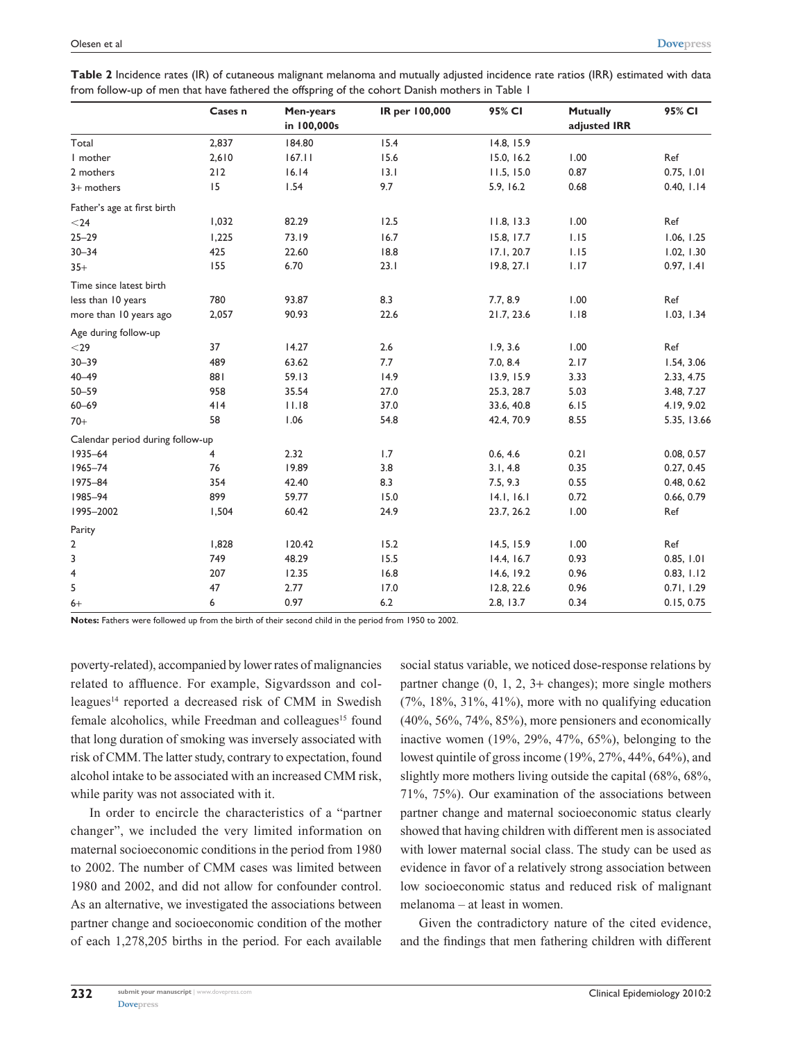**Table 2** Incidence rates (IR) of cutaneous malignant melanoma and mutually adjusted incidence rate ratios (IRR) estimated with data from follow-up of men that have fathered the offspring of the cohort Danish mothers in Table 1

| | Cases n | Men-years in 100,000s | IR per 100,000 | 95% CI | Mutually adjusted IRR | 95% CI |
|---|---|---|---|---|---|---|
| Total | 2,837 | 184.80 | 15.4 | 14.8, 15.9 | | |
| 1 mother | 2,610 | 167.11 | 15.6 | 15.0, 16.2 | 1.00 | Ref |
| 2 mothers | 212 | 16.14 | 13.1 | 11.5, 15.0 | 0.87 | 0.75, 1.01 |
| 3+ mothers | 15 | 1.54 | 9.7 | 5.9, 16.2 | 0.68 | 0.40, 1.14 |
| Father's age at first birth | | | | | | |
| <24 | 1,032 | 82.29 | 12.5 | 11.8, 13.3 | 1.00 | Ref |
| 25–29 | 1,225 | 73.19 | 16.7 | 15.8, 17.7 | 1.15 | 1.06, 1.25 |
| 30–34 | 425 | 22.60 | 18.8 | 17.1, 20.7 | 1.15 | 1.02, 1.30 |
| 35+ | 155 | 6.70 | 23.1 | 19.8, 27.1 | 1.17 | 0.97, 1.41 |
| Time since latest birth | | | | | | |
| less than 10 years | 780 | 93.87 | 8.3 | 7.7, 8.9 | 1.00 | Ref |
| more than 10 years ago | 2,057 | 90.93 | 22.6 | 21.7, 23.6 | 1.18 | 1.03, 1.34 |
| Age during follow-up | | | | | | |
| <29 | 37 | 14.27 | 2.6 | 1.9, 3.6 | 1.00 | Ref |
| 30–39 | 489 | 63.62 | 7.7 | 7.0, 8.4 | 2.17 | 1.54, 3.06 |
| 40–49 | 881 | 59.13 | 14.9 | 13.9, 15.9 | 3.33 | 2.33, 4.75 |
| 50–59 | 958 | 35.54 | 27.0 | 25.3, 28.7 | 5.03 | 3.48, 7.27 |
| 60–69 | 414 | 11.18 | 37.0 | 33.6, 40.8 | 6.15 | 4.19, 9.02 |
| 70+ | 58 | 1.06 | 54.8 | 42.4, 70.9 | 8.55 | 5.35, 13.66 |
| Calendar period during follow-up | | | | | | |
| 1935–64 | 4 | 2.32 | 1.7 | 0.6, 4.6 | 0.21 | 0.08, 0.57 |
| 1965–74 | 76 | 19.89 | 3.8 | 3.1, 4.8 | 0.35 | 0.27, 0.45 |
| 1975–84 | 354 | 42.40 | 8.3 | 7.5, 9.3 | 0.55 | 0.48, 0.62 |
| 1985–94 | 899 | 59.77 | 15.0 | 14.1, 16.1 | 0.72 | 0.66, 0.79 |
| 1995–2002 | 1,504 | 60.42 | 24.9 | 23.7, 26.2 | 1.00 | Ref |
| Parity | | | | | | |
| 2 | 1,828 | 120.42 | 15.2 | 14.5, 15.9 | 1.00 | Ref |
| 3 | 749 | 48.29 | 15.5 | 14.4, 16.7 | 0.93 | 0.85, 1.01 |
| 4 | 207 | 12.35 | 16.8 | 14.6, 19.2 | 0.96 | 0.83, 1.12 |
| 5 | 47 | 2.77 | 17.0 | 12.8, 22.6 | 0.96 | 0.71, 1.29 |
| 6+ | 6 | 0.97 | 6.2 | 2.8, 13.7 | 0.34 | 0.15, 0.75 |

**Notes:** Fathers were followed up from the birth of their second child in the period from 1950 to 2002.

poverty-related), accompanied by lower rates of malignancies related to affluence. For example, Sigvardsson and colleagues[14] reported a decreased risk of CMM in Swedish female alcoholics, while Freedman and colleagues[15] found that long duration of smoking was inversely associated with risk of CMM. The latter study, contrary to expectation, found alcohol intake to be associated with an increased CMM risk, while parity was not associated with it.

In order to encircle the characteristics of a "partner changer", we included the very limited information on maternal socioeconomic conditions in the period from 1980 to 2002. The number of CMM cases was limited between 1980 and 2002, and did not allow for confounder control. As an alternative, we investigated the associations between partner change and socioeconomic condition of the mother of each 1,278,205 births in the period. For each available social status variable, we noticed dose-response relations by partner change (0, 1, 2, 3+ changes); more single mothers (7%, 18%, 31%, 41%), more with no qualifying education (40%, 56%, 74%, 85%), more pensioners and economically inactive women (19%, 29%, 47%, 65%), belonging to the lowest quintile of gross income (19%, 27%, 44%, 64%), and slightly more mothers living outside the capital (68%, 68%, 71%, 75%). Our examination of the associations between partner change and maternal socioeconomic status clearly showed that having children with different men is associated with lower maternal social class. The study can be used as evidence in favor of a relatively strong association between low socioeconomic status and reduced risk of malignant melanoma – at least in women.

Given the contradictory nature of the cited evidence, and the findings that men fathering children with different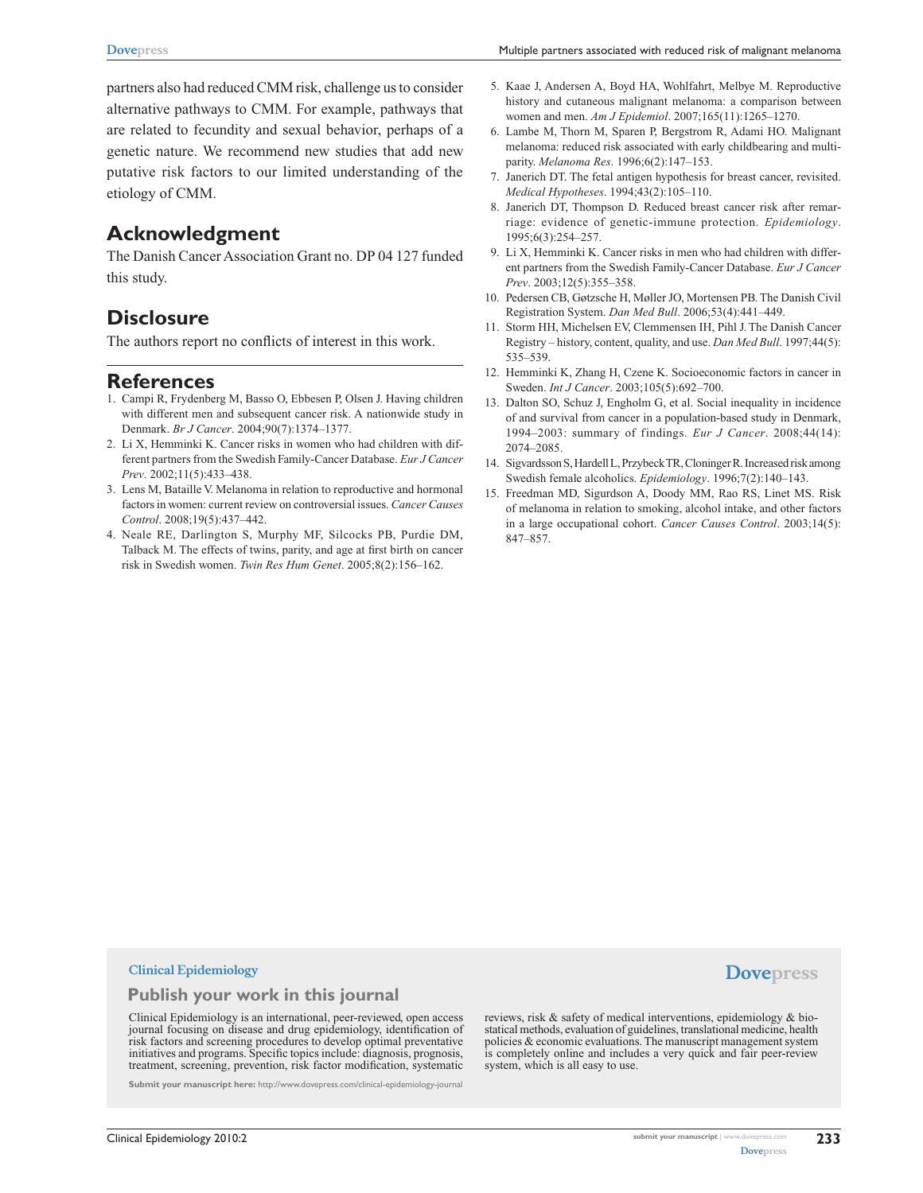partners also had reduced CMM risk, challenge us to consider alternative pathways to CMM. For example, pathways that are related to fecundity and sexual behavior, perhaps of a genetic nature. We recommend new studies that add new putative risk factors to our limited understanding of the etiology of CMM.

## Acknowledgment

The Danish Cancer Association Grant no. DP 04 127 funded this study.

## Disclosure

The authors report no conflicts of interest in this work.

## References

1. Campi R, Frydenberg M, Basso O, Ebbesen P, Olsen J. Having children with different men and subsequent cancer risk. A nationwide study in Denmark. *Br J Cancer*. 2004;90(7):1374–1377.
2. Li X, Hemminki K. Cancer risks in women who had children with different partners from the Swedish Family-Cancer Database. *Eur J Cancer Prev*. 2002;11(5):433–438.
3. Lens M, Bataille V. Melanoma in relation to reproductive and hormonal factors in women: current review on controversial issues. *Cancer Causes Control*. 2008;19(5):437–442.
4. Neale RE, Darlington S, Murphy MF, Silcocks PB, Purdie DM, Talback M. The effects of twins, parity, and age at first birth on cancer risk in Swedish women. *Twin Res Hum Genet*. 2005;8(2):156–162.
5. Kaae J, Andersen A, Boyd HA, Wohlfahrt, Melbye M. Reproductive history and cutaneous malignant melanoma: a comparison between women and men. *Am J Epidemiol*. 2007;165(11):1265–1270.
6. Lambe M, Thorn M, Sparen P, Bergstrom R, Adami HO. Malignant melanoma: reduced risk associated with early childbearing and multiparity. *Melanoma Res*. 1996;6(2):147–153.
7. Janerich DT. The fetal antigen hypothesis for breast cancer, revisited. *Medical Hypotheses*. 1994;43(2):105–110.
8. Janerich DT, Thompson D. Reduced breast cancer risk after remarriage: evidence of genetic-immune protection. *Epidemiology*. 1995;6(3):254–257.
9. Li X, Hemminki K. Cancer risks in men who had children with different partners from the Swedish Family-Cancer Database. *Eur J Cancer Prev*. 2003;12(5):355–358.
10. Pedersen CB, Gøtzsche H, Møller JO, Mortensen PB. The Danish Civil Registration System. *Dan Med Bull*. 2006;53(4):441–449.
11. Storm HH, Michelsen EV, Clemmensen IH, Pihl J. The Danish Cancer Registry – history, content, quality, and use. *Dan Med Bull*. 1997;44(5):535–539.
12. Hemminki K, Zhang H, Czene K. Socioeconomic factors in cancer in Sweden. *Int J Cancer*. 2003;105(5):692–700.
13. Dalton SO, Schuz J, Engholm G, et al. Social inequality in incidence of and survival from cancer in a population-based study in Denmark, 1994–2003: summary of findings. *Eur J Cancer*. 2008;44(14):2074–2085.
14. Sigvardsson S, Hardell L, Przybeck TR, Cloninger R. Increased risk among Swedish female alcoholics. *Epidemiology*. 1996;7(2):140–143.
15. Freedman MD, Sigurdson A, Doody MM, Rao RS, Linet MS. Risk of melanoma in relation to smoking, alcohol intake, and other factors in a large occupational cohort. *Cancer Causes Control*. 2003;14(5):847–857.

**Clinical Epidemiology**

**Publish your work in this journal**

Clinical Epidemiology is an international, peer-reviewed, open access journal focusing on disease and drug epidemiology, identification of risk factors and screening procedures to develop optimal preventative initiatives and programs. Specific topics include: diagnosis, prognosis, treatment, screening, prevention, risk factor modification, systematic reviews, risk & safety of medical interventions, epidemiology & biostatical methods, evaluation of guidelines, translational medicine, health policies & economic evaluations. The manuscript management system is completely online and includes a very quick and fair peer-review system, which is all easy to use.

**Submit your manuscript here:** http://www.dovepress.com/clinical-epidemiology-journal